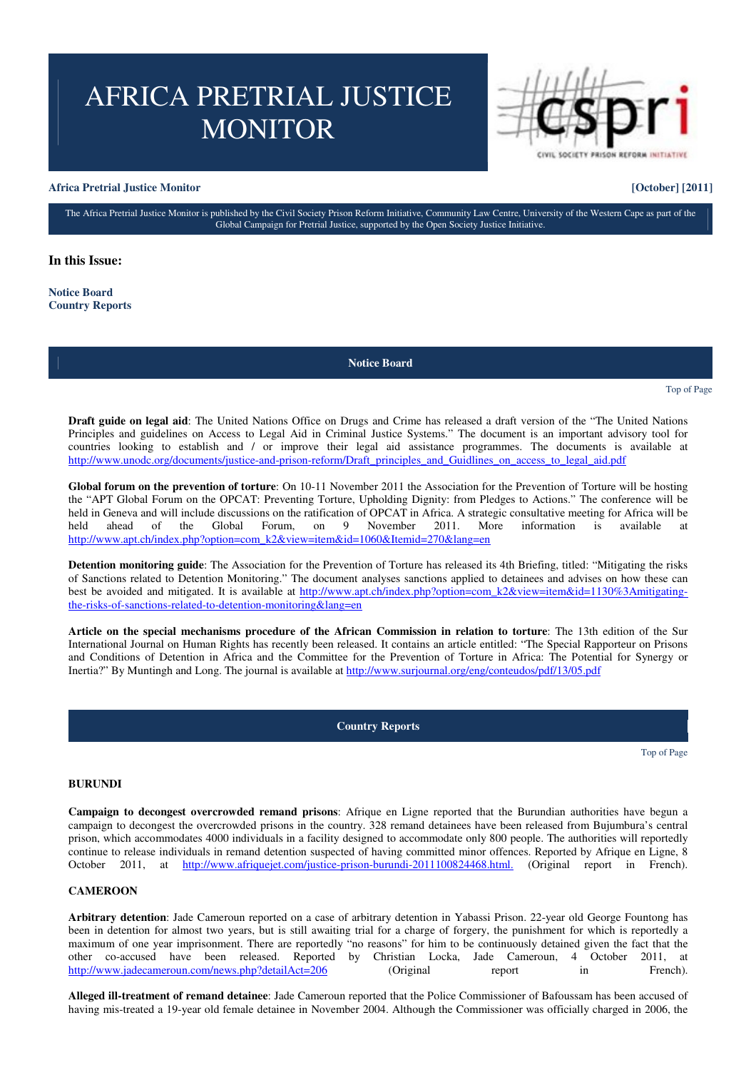# AFRICA PRETRIAL JUSTICE MONITOR

cspri
CIVIL SOCIETY PRISON REFORM INITIATIVE

**Africa Pretrial Justice Monitor** **[October] [2011]**

The Africa Pretrial Justice Monitor is published by the Civil Society Prison Reform Initiative, Community Law Centre, University of the Western Cape as part of the Global Campaign for Pretrial Justice, supported by the Open Society Justice Initiative.

## In this Issue:

**Notice Board**
**Country Reports**

## Notice Board

Top of Page

**Draft guide on legal aid**: The United Nations Office on Drugs and Crime has released a draft version of the "The United Nations Principles and guidelines on Access to Legal Aid in Criminal Justice Systems." The document is an important advisory tool for countries looking to establish and / or improve their legal aid assistance programmes. The documents is available at http://www.unodc.org/documents/justice-and-prison-reform/Draft_principles_and_Guidlines_on_access_to_legal_aid.pdf

**Global forum on the prevention of torture**: On 10-11 November 2011 the Association for the Prevention of Torture will be hosting the "APT Global Forum on the OPCAT: Preventing Torture, Upholding Dignity: from Pledges to Actions." The conference will be held in Geneva and will include discussions on the ratification of OPCAT in Africa. A strategic consultative meeting for Africa will be held ahead of the Global Forum, on 9 November 2011. More information is available at http://www.apt.ch/index.php?option=com_k2&view=item&id=1060&Itemid=270&lang=en

**Detention monitoring guide**: The Association for the Prevention of Torture has released its 4th Briefing, titled: "Mitigating the risks of Sanctions related to Detention Monitoring." The document analyses sanctions applied to detainees and advises on how these can best be avoided and mitigated. It is available at http://www.apt.ch/index.php?option=com_k2&view=item&id=1130%3Amitigating-the-risks-of-sanctions-related-to-detention-monitoring&lang=en

**Article on the special mechanisms procedure of the African Commission in relation to torture**: The 13th edition of the Sur International Journal on Human Rights has recently been released. It contains an article entitled: "The Special Rapporteur on Prisons and Conditions of Detention in Africa and the Committee for the Prevention of Torture in Africa: The Potential for Synergy or Inertia?" By Muntingh and Long. The journal is available at http://www.surjournal.org/eng/conteudos/pdf/13/05.pdf

## Country Reports

Top of Page

### BURUNDI

**Campaign to decongest overcrowded remand prisons**: Afrique en Ligne reported that the Burundian authorities have begun a campaign to decongest the overcrowded prisons in the country. 328 remand detainees have been released from Bujumbura's central prison, which accommodates 4000 individuals in a facility designed to accommodate only 800 people. The authorities will reportedly continue to release individuals in remand detention suspected of having committed minor offences. Reported by Afrique en Ligne, 8 October 2011, at http://www.afriquejet.com/justice-prison-burundi-2011100824468.html. (Original report in French).

### CAMEROON

**Arbitrary detention**: Jade Cameroun reported on a case of arbitrary detention in Yabassi Prison. 22-year old George Fountong has been in detention for almost two years, but is still awaiting trial for a charge of forgery, the punishment for which is reportedly a maximum of one year imprisonment. There are reportedly "no reasons" for him to be continuously detained given the fact that the other co-accused have been released. Reported by Christian Locka, Jade Cameroun, 4 October 2011, at http://www.jadecameroun.com/news.php?detailAct=206 (Original report in French).

**Alleged ill-treatment of remand detainee**: Jade Cameroun reported that the Police Commissioner of Bafoussam has been accused of having mis-treated a 19-year old female detainee in November 2004. Although the Commissioner was officially charged in 2006, the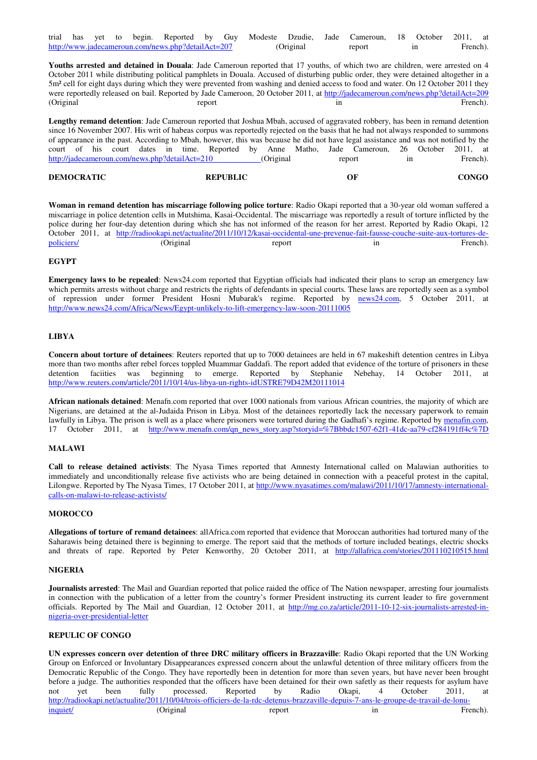trial has yet to begin. Reported by Guy Modeste Dzudie, Jade Cameroun, 18 October 2011, at http://www.jadecameroun.com/news.php?detailAct=207 (Original report in French).

**Youths arrested and detained in Douala**: Jade Cameroun reported that 17 youths, of which two are children, were arrested on 4 October 2011 while distributing political pamphlets in Douala. Accused of disturbing public order, they were detained altogether in a 5m² cell for eight days during which they were prevented from washing and denied access to food and water. On 12 October 2011 they were reportedly released on bail. Reported by Jade Cameroon, 20 October 2011, at http://jadecameroun.com/news.php?detailAct=209 (Original report in French).

**Lengthy remand detention**: Jade Cameroun reported that Joshua Mbah, accused of aggravated robbery, has been in remand detention since 16 November 2007. His writ of habeas corpus was reportedly rejected on the basis that he had not always responded to summons of appearance in the past. According to Mbah, however, this was because he did not have legal assistance and was not notified by the court of his court dates in time. Reported by Anne Matho, Jade Cameroun, 26 October 2011, at http://jadecameroun.com/news.php?detailAct=210 (Original report in French).

## DEMOCRATIC REPUBLIC OF CONGO

**Woman in remand detention has miscarriage following police torture**: Radio Okapi reported that a 30-year old woman suffered a miscarriage in police detention cells in Mutshima, Kasai-Occidental. The miscarriage was reportedly a result of torture inflicted by the police during her four-day detention during which she has not informed of the reason for her arrest. Reported by Radio Okapi, 12 October 2011, at http://radiookapi.net/actualite/2011/10/12/kasai-occidental-une-prevenue-fait-fausse-couche-suite-aux-tortures-de-policiers/ (Original report in French).

## EGYPT

**Emergency laws to be repealed**: News24.com reported that Egyptian officials had indicated their plans to scrap an emergency law which permits arrests without charge and restricts the rights of defendants in special courts. These laws are reportedly seen as a symbol of repression under former President Hosni Mubarak's regime. Reported by news24.com, 5 October 2011, at http://www.news24.com/Africa/News/Egypt-unlikely-to-lift-emergency-law-soon-20111005

## LIBYA

**Concern about torture of detainees**: Reuters reported that up to 7000 detainees are held in 67 makeshift detention centres in Libya more than two months after rebel forces toppled Muammar Gaddafi. The report added that evidence of the torture of prisoners in these detention faciities was beginning to emerge. Reported by Stephanie Nebehay, 14 October 2011, at http://www.reuters.com/article/2011/10/14/us-libya-un-rights-idUSTRE79D42M20111014

**African nationals detained**: Menafn.com reported that over 1000 nationals from various African countries, the majority of which are Nigerians, are detained at the al-Judaida Prison in Libya. Most of the detainees reportedly lack the necessary paperwork to remain lawfully in Libya. The prison is well as a place where prisoners were tortured during the Gadhafi's regime. Reported by menafn.com, 17 October 2011, at http://www.menafn.com/qn_news_story.asp?storyid=%7Bbbdc1507-62f1-41dc-aa79-cf284191ff4c%7D

## MALAWI

**Call to release detained activists**: The Nyasa Times reported that Amnesty International called on Malawian authorities to immediately and unconditionally release five activists who are being detained in connection with a peaceful protest in the capital, Lilongwe. Reported by The Nyasa Times, 17 October 2011, at http://www.nyasatimes.com/malawi/2011/10/17/amnesty-international-calls-on-malawi-to-release-activists/

## MOROCCO

**Allegations of torture of remand detainees**: allAfrica.com reported that evidence that Moroccan authorities had tortured many of the Saharawis being detained there is beginning to emerge. The report said that the methods of torture included beatings, electric shocks and threats of rape. Reported by Peter Kenworthy, 20 October 2011, at http://allafrica.com/stories/201110210515.html

## NIGERIA

**Journalists arrested**: The Mail and Guardian reported that police raided the office of The Nation newspaper, arresting four journalists in connection with the publication of a letter from the country's former President instructing its current leader to fire government officials. Reported by The Mail and Guardian, 12 October 2011, at http://mg.co.za/article/2011-10-12-six-journalists-arrested-in-nigeria-over-presidential-letter

## REPULIC OF CONGO

**UN expresses concern over detention of three DRC military officers in Brazzaville**: Radio Okapi reported that the UN Working Group on Enforced or Involuntary Disappearances expressed concern about the unlawful detention of three military officers from the Democratic Republic of the Congo. They have reportedly been in detention for more than seven years, but have never been brought before a judge. The authorities responded that the officers have been detained for their own safetly as their requests for asylum have not yet been fully processed. Reported by Radio Okapi, 4 October 2011, at http://radiookapi.net/actualite/2011/10/04/trois-officiers-de-la-rdc-detenus-brazzaville-depuis-7-ans-le-groupe-de-travail-de-lonu-inquiet/ (Original report in French).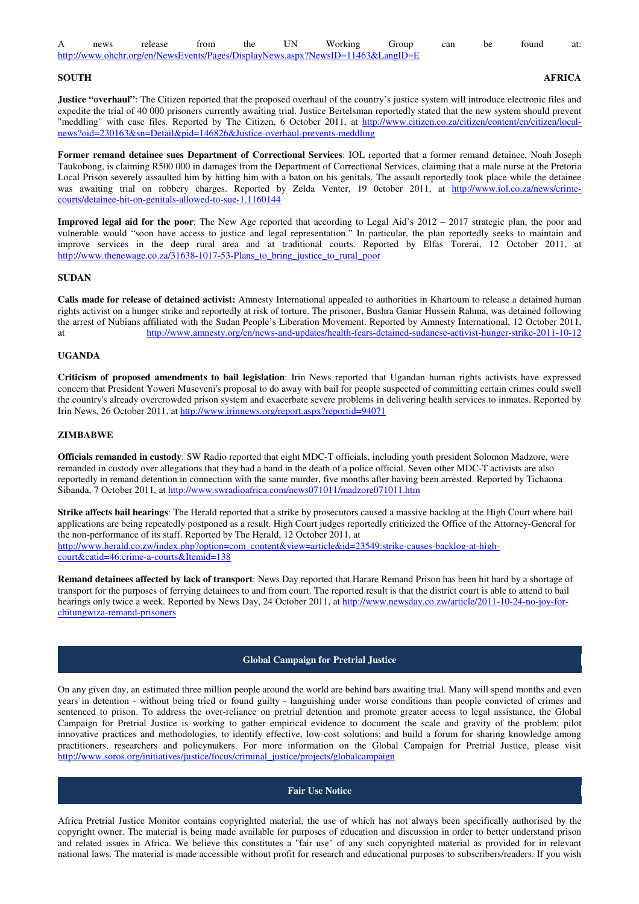A news release from the UN Working Group can be found at: http://www.ohchr.org/en/NewsEvents/Pages/DisplayNews.aspx?NewsID=11463&LangID=E

**SOUTH AFRICA**

**Justice "overhaul"**: The Citizen reported that the proposed overhaul of the country's justice system will introduce electronic files and expedite the trial of 40 000 prisoners currently awaiting trial. Justice Bertelsman reportedly stated that the new system should prevent "meddling" with case files. Reported by The Citizen, 6 October 2011, at http://www.citizen.co.za/citizen/content/en/citizen/local-news?oid=230163&sn=Detail&pid=146826&Justice-overhaul-prevents-meddling

**Former remand detainee sues Department of Correctional Services**: IOL reported that a former remand detainee, Noah Joseph Taukobong, is claiming R500 000 in damages from the Department of Correctional Services, claiming that a male nurse at the Pretoria Local Prison severely assaulted him by hitting him with a baton on his genitals. The assault reportedly took place while the detainee was awaiting trial on robbery charges. Reported by Zelda Venter, 19 0ctober 2011, at http://www.iol.co.za/news/crime-courts/detainee-hit-on-genitals-allowed-to-sue-1.1160144

**Improved legal aid for the poor**: The New Age reported that according to Legal Aid's 2012 – 2017 strategic plan, the poor and vulnerable would "soon have access to justice and legal representation." In particular, the plan reportedly seeks to maintain and improve services in the deep rural area and at traditional courts. Reported by Elfas Torerai, 12 October 2011, at http://www.thenewage.co.za/31638-1017-53-Plans_to_bring_justice_to_rural_poor

**SUDAN**

**Calls made for release of detained activist:** Amnesty International appealed to authorities in Khartoum to release a detained human rights activist on a hunger strike and reportedly at risk of torture. The prisoner, Bushra Gamar Hussein Rahma, was detained following the arrest of Nubians affiliated with the Sudan People's Liberation Movement. Reported by Amnesty International, 12 October 2011, at http://www.amnesty.org/en/news-and-updates/health-fears-detained-sudanese-activist-hunger-strike-2011-10-12

**UGANDA**

**Criticism of proposed amendments to bail legislation**: Irin News reported that Ugandan human rights activists have expressed concern that President Yoweri Museveni's proposal to do away with bail for people suspected of committing certain crimes could swell the country's already overcrowded prison system and exacerbate severe problems in delivering health services to inmates. Reported by Irin News, 26 October 2011, at http://www.irinnews.org/report.aspx?reportid=94071

**ZIMBABWE**

**Officials remanded in custody**: SW Radio reported that eight MDC-T officials, including youth president Solomon Madzore, were remanded in custody over allegations that they had a hand in the death of a police official. Seven other MDC-T activists are also reportedly in remand detention in connection with the same murder, five months after having been arrested. Reported by Tichaona Sibanda, 7 October 2011, at http://www.swradioafrica.com/news071011/madzore071011.htm

**Strike affects bail hearings**: The Herald reported that a strike by prosecutors caused a massive backlog at the High Court where bail applications are being repeatedly postponed as a result. High Court judges reportedly criticized the Office of the Attorney-General for the non-performance of its staff. Reported by The Herald, 12 October 2011, at http://www.herald.co.zw/index.php?option=com_content&view=article&id=23549:strike-causes-backlog-at-high-court&catid=46:crime-a-courts&Itemid=138

**Remand detainees affected by lack of transport**: News Day reported that Harare Remand Prison has been hit hard by a shortage of transport for the purposes of ferrying detainees to and from court. The reported result is that the district court is able to attend to bail hearings only twice a week. Reported by News Day, 24 October 2011, at http://www.newsday.co.zw/article/2011-10-24-no-joy-for-chitungwiza-remand-prisoners

## Global Campaign for Pretrial Justice

On any given day, an estimated three million people around the world are behind bars awaiting trial. Many will spend months and even years in detention - without being tried or found guilty - languishing under worse conditions than people convicted of crimes and sentenced to prison. To address the over-reliance on pretrial detention and promote greater access to legal assistance, the Global Campaign for Pretrial Justice is working to gather empirical evidence to document the scale and gravity of the problem; pilot innovative practices and methodologies, to identify effective, low-cost solutions; and build a forum for sharing knowledge among practitioners, researchers and policymakers. For more information on the Global Campaign for Pretrial Justice, please visit http://www.soros.org/initiatives/justice/focus/criminal_justice/projects/globalcampaign

## Fair Use Notice

Africa Pretrial Justice Monitor contains copyrighted material, the use of which has not always been specifically authorised by the copyright owner. The material is being made available for purposes of education and discussion in order to better understand prison and related issues in Africa. We believe this constitutes a "fair use" of any such copyrighted material as provided for in relevant national laws. The material is made accessible without profit for research and educational purposes to subscribers/readers. If you wish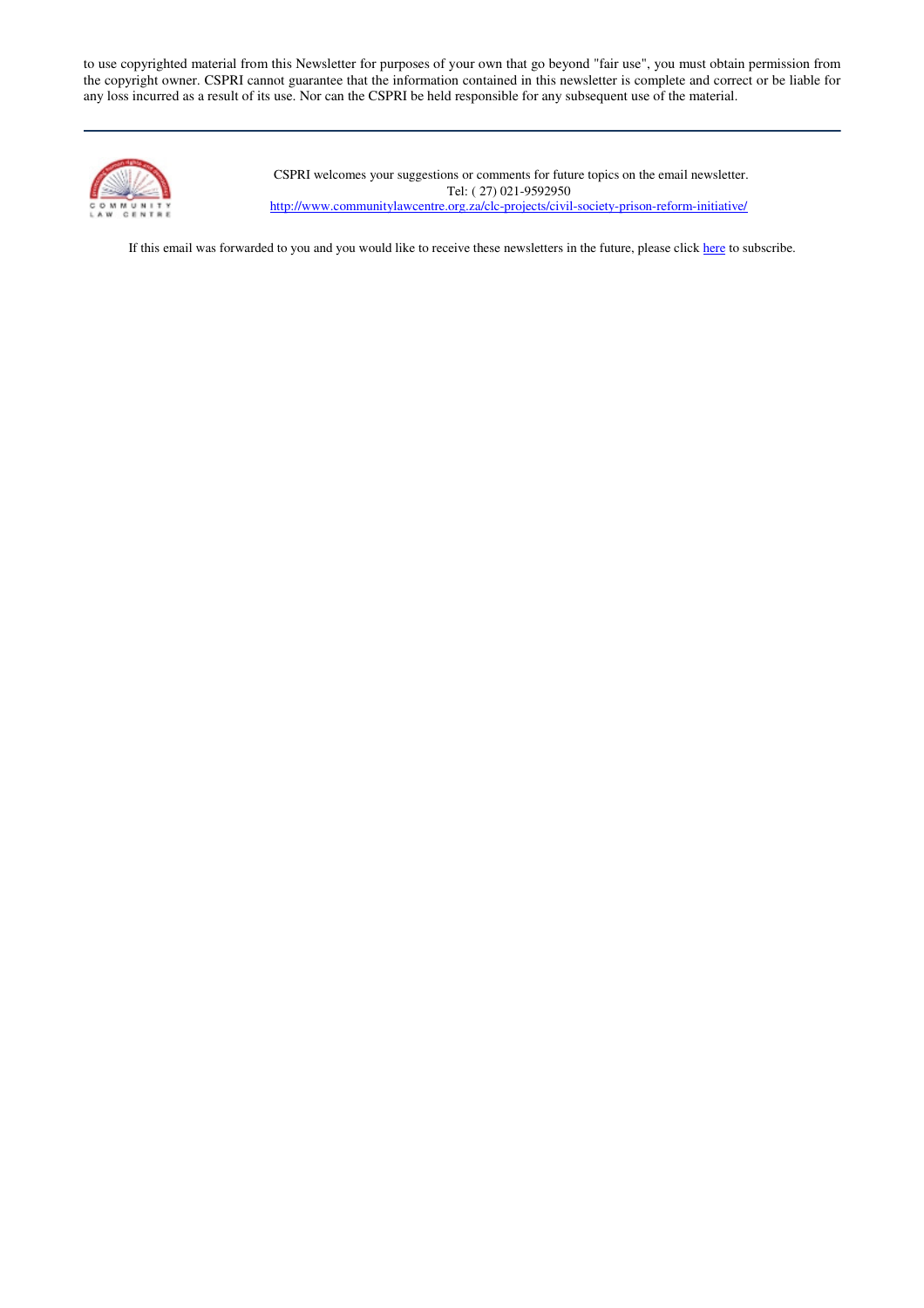to use copyrighted material from this Newsletter for purposes of your own that go beyond "fair use", you must obtain permission from the copyright owner. CSPRI cannot guarantee that the information contained in this newsletter is complete and correct or be liable for any loss incurred as a result of its use. Nor can the CSPRI be held responsible for any subsequent use of the material.

---

CSPRI welcomes your suggestions or comments for future topics on the email newsletter.
Tel: ( 27) 021-9592950
http://www.communitylawcentre.org.za/clc-projects/civil-society-prison-reform-initiative/

If this email was forwarded to you and you would like to receive these newsletters in the future, please click here to subscribe.